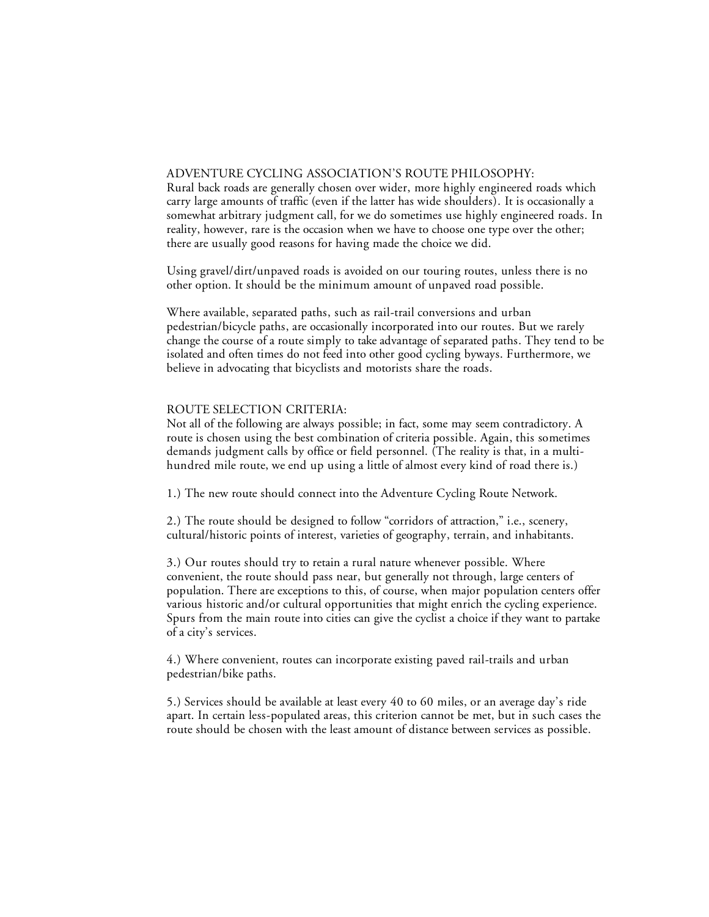## ADVENTURE CYCLING ASSOCIATION'S ROUTE PHILOSOPHY:

Rural back roads are generally chosen over wider, more highly engineered roads which carry large amounts of traffic (even if the latter has wide shoulders). It is occasionally a somewhat arbitrary judgment call, for we do sometimes use highly engineered roads. In reality, however, rare is the occasion when we have to choose one type over the other; there are usually good reasons for having made the choice we did.

Using gravel/dirt/unpaved roads is avoided on our touring routes, unless there is no other option. It should be the minimum amount of unpaved road possible.

Where available, separated paths, such as rail-trail conversions and urban pedestrian/bicycle paths, are occasionally incorporated into our routes. But we rarely change the course of a route simply to take advantage of separated paths. They tend to be isolated and often times do not feed into other good cycling byways. Furthermore, we believe in advocating that bicyclists and motorists share the roads.

## ROUTE SELECTION CRITERIA:

Not all of the following are always possible; in fact, some may seem contradictory. A route is chosen using the best combination of criteria possible. Again, this sometimes demands judgment calls by office or field personnel. (The reality is that, in a multi-hundred mile route, we end up using a little of almost every kind of road there is.)

1.) The new route should connect into the Adventure Cycling Route Network.

2.) The route should be designed to follow "corridors of attraction," i.e., scenery, cultural/historic points of interest, varieties of geography, terrain, and inhabitants.

3.) Our routes should try to retain a rural nature whenever possible. Where convenient, the route should pass near, but generally not through, large centers of population. There are exceptions to this, of course, when major population centers offer various historic and/or cultural opportunities that might enrich the cycling experience. Spurs from the main route into cities can give the cyclist a choice if they want to partake of a city's services.

4.) Where convenient, routes can incorporate existing paved rail-trails and urban pedestrian/bike paths.

5.) Services should be available at least every 40 to 60 miles, or an average day's ride apart. In certain less-populated areas, this criterion cannot be met, but in such cases the route should be chosen with the least amount of distance between services as possible.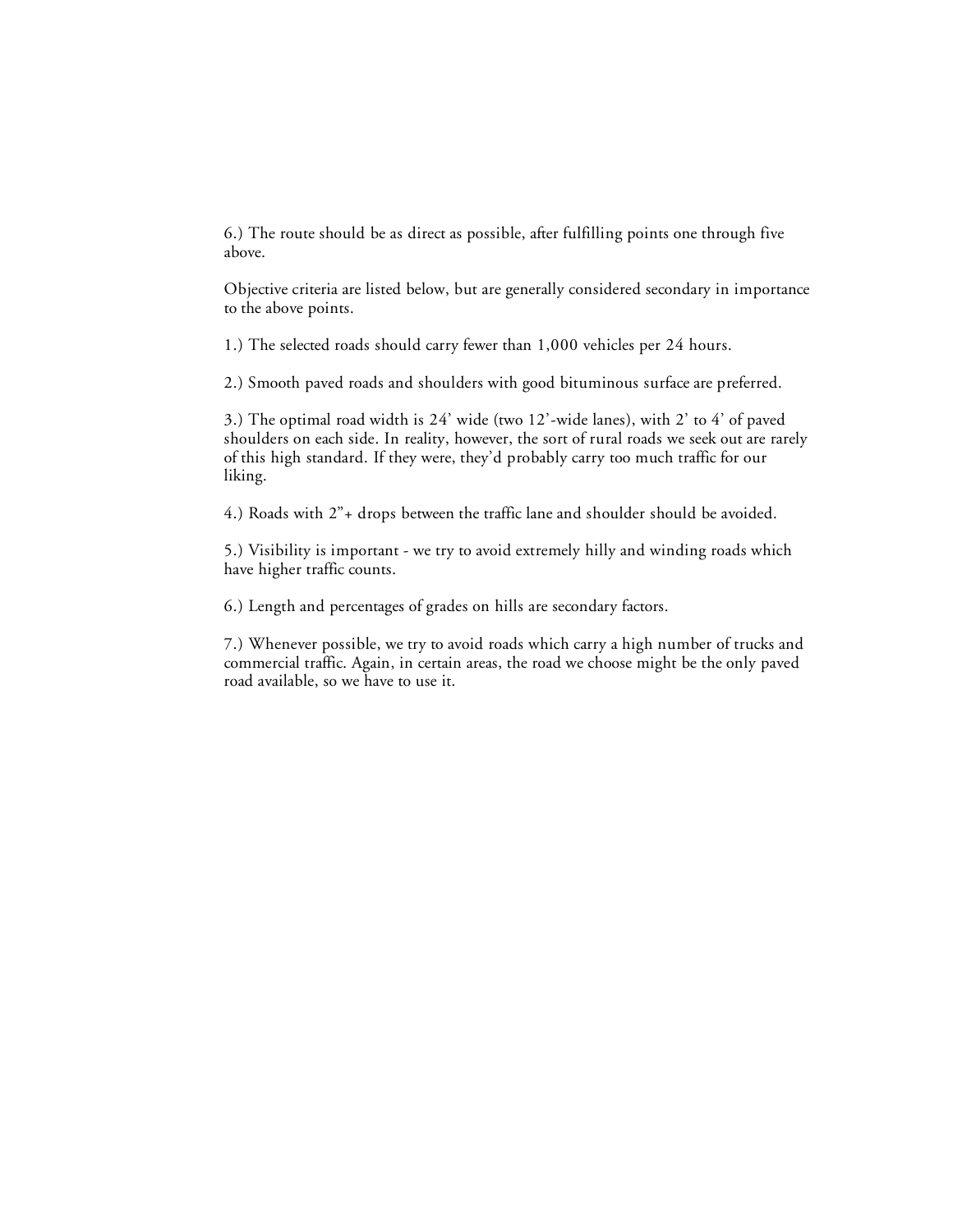6.) The route should be as direct as possible, after fulfilling points one through five above.

Objective criteria are listed below, but are generally considered secondary in importance to the above points.

1.) The selected roads should carry fewer than 1,000 vehicles per 24 hours.

2.) Smooth paved roads and shoulders with good bituminous surface are preferred.

3.) The optimal road width is 24' wide (two 12'-wide lanes), with 2' to 4' of paved shoulders on each side. In reality, however, the sort of rural roads we seek out are rarely of this high standard. If they were, they'd probably carry too much traffic for our liking.

4.) Roads with 2"+ drops between the traffic lane and shoulder should be avoided.

5.) Visibility is important - we try to avoid extremely hilly and winding roads which have higher traffic counts.

6.) Length and percentages of grades on hills are secondary factors.

7.) Whenever possible, we try to avoid roads which carry a high number of trucks and commercial traffic. Again, in certain areas, the road we choose might be the only paved road available, so we have to use it.